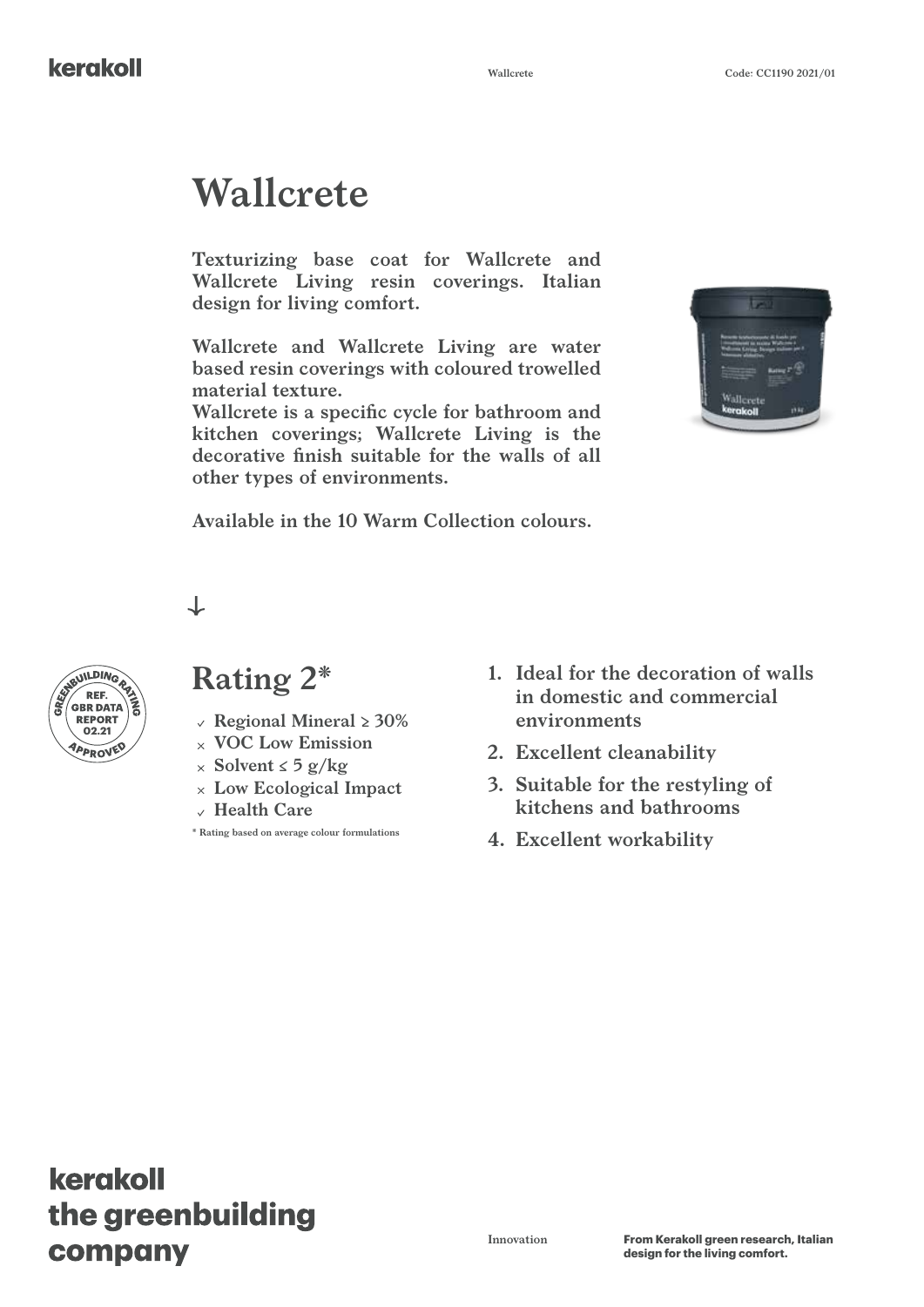# Wallcrete

**Texturizing base coat for Wallcrete and Wallcrete Living resin coverings. Italian design for living comfort.**

**Wallcrete and Wallcrete Living are water based resin coverings with coloured trowelled material texture.**
**Wallcrete is a specific cycle for bathroom and kitchen coverings; Wallcrete Living is the decorative finish suitable for the walls of all other types of environments.**

**Available in the 10 Warm Collection colours.**

GREENBUILDING RATING
REF. GBR DATA REPORT 02.21
APPROVED

## Rating 2*

- ✓ Regional Mineral ≥ 30%
- × VOC Low Emission
- × Solvent ≤ 5 g/kg
- × Low Ecological Impact
- ✓ Health Care

\* Rating based on average colour formulations

1. Ideal for the decoration of walls in domestic and commercial environments
2. Excellent cleanability
3. Suitable for the restyling of kitchens and bathrooms
4. Excellent workability

**kerakoll the greenbuilding company**

Innovation

**From Kerakoll green research, Italian design for the living comfort.**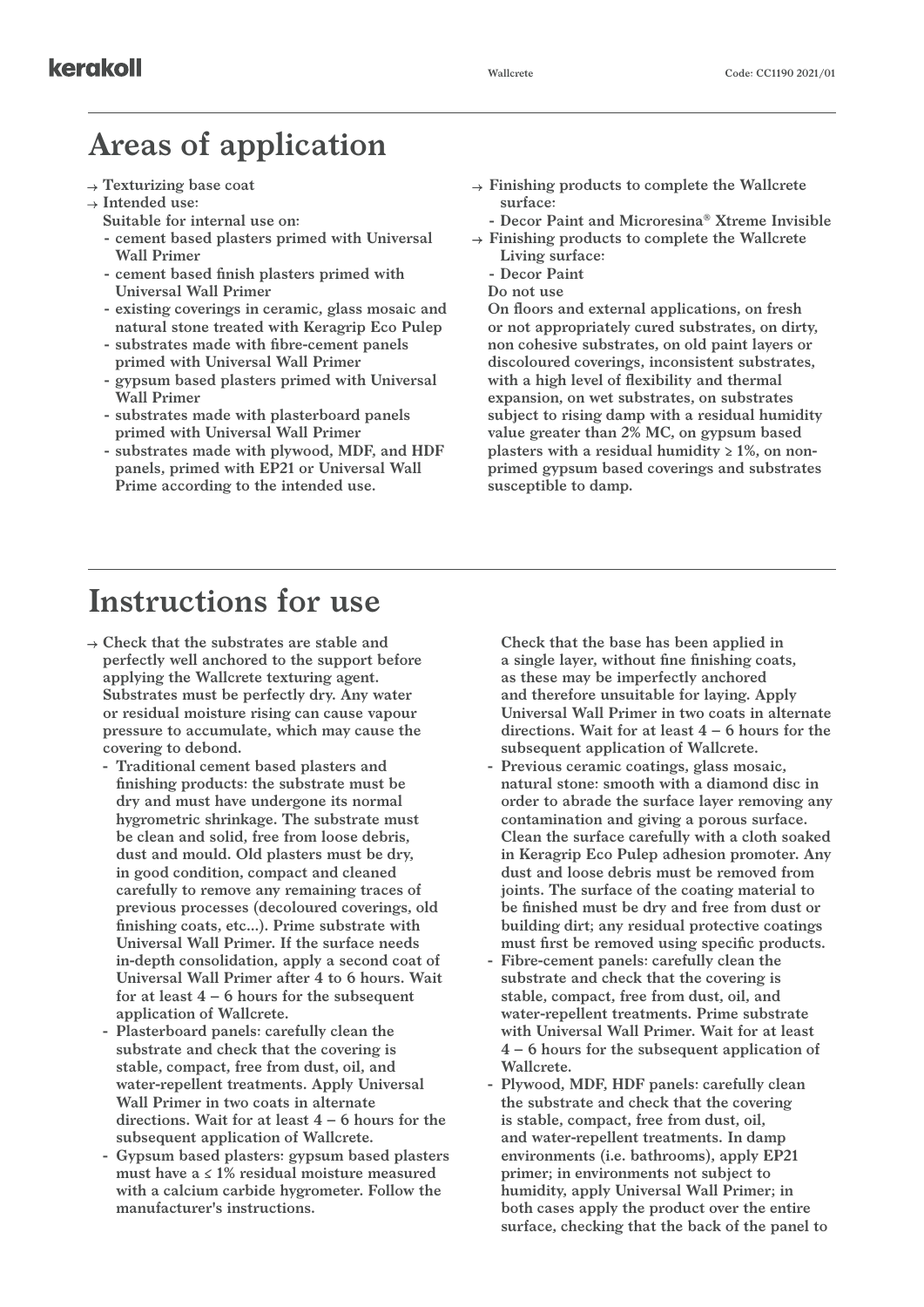# Areas of application

- → Texturizing base coat
- → Intended use:

  Suitable for internal use on:
  - cement based plasters primed with Universal Wall Primer
  - cement based finish plasters primed with Universal Wall Primer
  - existing coverings in ceramic, glass mosaic and natural stone treated with Keragrip Eco Pulep
  - substrates made with fibre-cement panels primed with Universal Wall Primer
  - gypsum based plasters primed with Universal Wall Primer
  - substrates made with plasterboard panels primed with Universal Wall Primer
  - substrates made with plywood, MDF, and HDF panels, primed with EP21 or Universal Wall Prime according to the intended use.
- → Finishing products to complete the Wallcrete surface:
  - Decor Paint and Microresina® Xtreme Invisible
- → Finishing products to complete the Wallcrete Living surface:
  - Decor Paint

  Do not use

  On floors and external applications, on fresh or not appropriately cured substrates, on dirty, non cohesive substrates, on old paint layers or discoloured coverings, inconsistent substrates, with a high level of flexibility and thermal expansion, on wet substrates, on substrates subject to rising damp with a residual humidity value greater than 2% MC, on gypsum based plasters with a residual humidity ≥ 1%, on non-primed gypsum based coverings and substrates susceptible to damp.

# Instructions for use

- → Check that the substrates are stable and perfectly well anchored to the support before applying the Wallcrete texturing agent. Substrates must be perfectly dry. Any water or residual moisture rising can cause vapour pressure to accumulate, which may cause the covering to debond.
  - Traditional cement based plasters and finishing products: the substrate must be dry and must have undergone its normal hygrometric shrinkage. The substrate must be clean and solid, free from loose debris, dust and mould. Old plasters must be dry, in good condition, compact and cleaned carefully to remove any remaining traces of previous processes (decoloured coverings, old finishing coats, etc...). Prime substrate with Universal Wall Primer. If the surface needs in-depth consolidation, apply a second coat of Universal Wall Primer after 4 to 6 hours. Wait for at least 4 – 6 hours for the subsequent application of Wallcrete.
  - Plasterboard panels: carefully clean the substrate and check that the covering is stable, compact, free from dust, oil, and water-repellent treatments. Apply Universal Wall Primer in two coats in alternate directions. Wait for at least 4 – 6 hours for the subsequent application of Wallcrete.
  - Gypsum based plasters: gypsum based plasters must have a ≤ 1% residual moisture measured with a calcium carbide hygrometer. Follow the manufacturer's instructions. Check that the base has been applied in a single layer, without fine finishing coats, as these may be imperfectly anchored and therefore unsuitable for laying. Apply Universal Wall Primer in two coats in alternate directions. Wait for at least 4 – 6 hours for the subsequent application of Wallcrete.
  - Previous ceramic coatings, glass mosaic, natural stone: smooth with a diamond disc in order to abrade the surface layer removing any contamination and giving a porous surface. Clean the surface carefully with a cloth soaked in Keragrip Eco Pulep adhesion promoter. Any dust and loose debris must be removed from joints. The surface of the coating material to be finished must be dry and free from dust or building dirt; any residual protective coatings must first be removed using specific products.
  - Fibre-cement panels: carefully clean the substrate and check that the covering is stable, compact, free from dust, oil, and water-repellent treatments. Prime substrate with Universal Wall Primer. Wait for at least 4 – 6 hours for the subsequent application of Wallcrete.
  - Plywood, MDF, HDF panels: carefully clean the substrate and check that the covering is stable, compact, free from dust, oil, and water-repellent treatments. In damp environments (i.e. bathrooms), apply EP21 primer; in environments not subject to humidity, apply Universal Wall Primer; in both cases apply the product over the entire surface, checking that the back of the panel to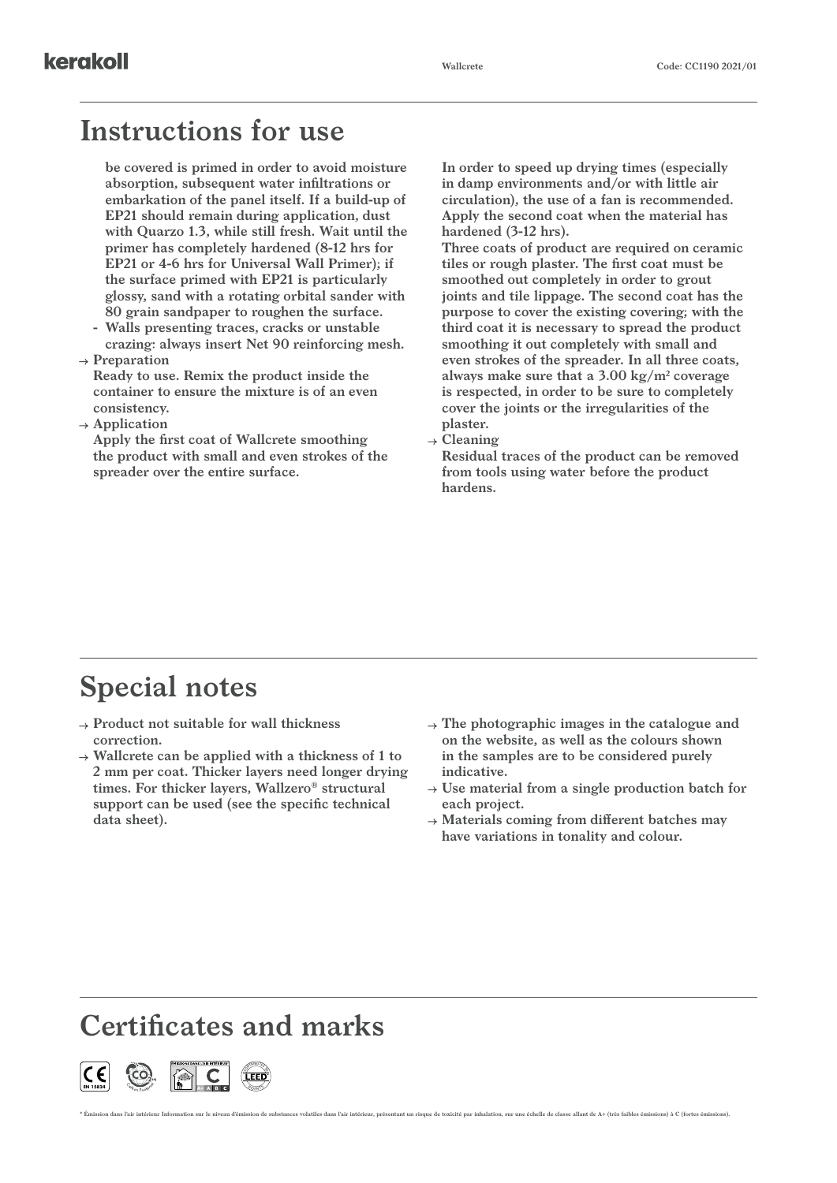# Instructions for use

be covered is primed in order to avoid moisture absorption, subsequent water infiltrations or embarkation of the panel itself. If a build-up of EP21 should remain during application, dust with Quarzo 1.3, while still fresh. Wait until the primer has completely hardened (8-12 hrs for EP21 or 4-6 hrs for Universal Wall Primer); if the surface primed with EP21 is particularly glossy, sand with a rotating orbital sander with 80 grain sandpaper to roughen the surface.

- Walls presenting traces, cracks or unstable crazing: always insert Net 90 reinforcing mesh.

→ Preparation
Ready to use. Remix the product inside the container to ensure the mixture is of an even consistency.

→ Application
Apply the first coat of Wallcrete smoothing the product with small and even strokes of the spreader over the entire surface.
In order to speed up drying times (especially in damp environments and/or with little air circulation), the use of a fan is recommended. Apply the second coat when the material has hardened (3-12 hrs).
Three coats of product are required on ceramic tiles or rough plaster. The first coat must be smoothed out completely in order to grout joints and tile lippage. The second coat has the purpose to cover the existing covering; with the third coat it is necessary to spread the product smoothing it out completely with small and even strokes of the spreader. In all three coats, always make sure that a 3.00 kg/m² coverage is respected, in order to be sure to completely cover the joints or the irregularities of the plaster.

→ Cleaning
Residual traces of the product can be removed from tools using water before the product hardens.

# Special notes

- → Product not suitable for wall thickness correction.
- → Wallcrete can be applied with a thickness of 1 to 2 mm per coat. Thicker layers need longer drying times. For thicker layers, Wallzero® structural support can be used (see the specific technical data sheet).
- → The photographic images in the catalogue and on the website, as well as the colours shown in the samples are to be considered purely indicative.
- → Use material from a single production batch for each project.
- → Materials coming from different batches may have variations in tonality and colour.

# Certificates and marks

* Émission dans l'air intérieur Information sur le niveau d'émission de substances volatiles dans l'air intérieur, présentant un risque de toxicité par inhalation, sur une échelle de classe allant de A+ (très faibles émissions) à C (fortes émissions).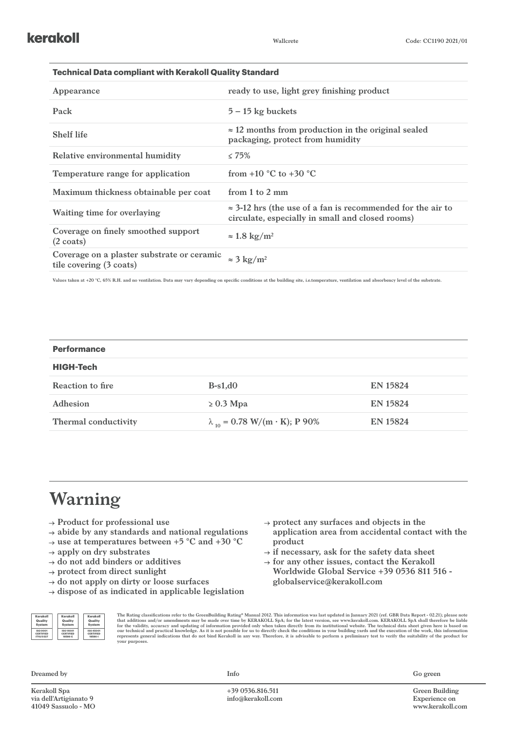| Technical Data compliant with Kerakoll Quality Standard | |
|---|---|
| Appearance | ready to use, light grey finishing product |
| Pack | 5 – 15 kg buckets |
| Shelf life | ≈ 12 months from production in the original sealed packaging, protect from humidity |
| Relative environmental humidity | ≤ 75% |
| Temperature range for application | from +10 °C to +30 °C |
| Maximum thickness obtainable per coat | from 1 to 2 mm |
| Waiting time for overlaying | ≈ 3-12 hrs (the use of a fan is recommended for the air to circulate, especially in small and closed rooms) |
| Coverage on finely smoothed support (2 coats) | ≈ 1.8 kg/m² |
| Coverage on a plaster substrate or ceramic tile covering (3 coats) | ≈ 3 kg/m² |

Values taken at +20 °C, 65% R.H. and no ventilation. Data may vary depending on specific conditions at the building site, i.e.temperature, ventilation and absorbency level of the substrate.

| Performance | | |
|---|---|---|
| **HIGH-Tech** | | |
| Reaction to fire | B-s1,d0 | EN 15824 |
| Adhesion | ≥ 0.3 Mpa | EN 15824 |
| Thermal conductivity | $\lambda_{10}$ = 0.78 W/(m · K); P 90% | EN 15824 |

# Warning

- → Product for professional use
- → abide by any standards and national regulations
- → use at temperatures between +5 °C and +30 °C
- → apply on dry substrates
- → do not add binders or additives
- → protect from direct sunlight
- → do not apply on dirty or loose surfaces
- → dispose of as indicated in applicable legislation
- → protect any surfaces and objects in the application area from accidental contact with the product
- → if necessary, ask for the safety data sheet
- → for any other issues, contact the Kerakoll Worldwide Global Service +39 0536 811 516 - globalservice@kerakoll.com

Kerakoll Quality System ISO 9001 CERTIFIED IT10/0327 — Kerakoll Quality System ISO 14001 CERTIFIED 16566-E — Kerakoll Quality System ISO 45001 CERTIFIED 16586-I

The Rating classifications refer to the GreenBuilding Rating® Manual 2012. This information was last updated in January 2021 (ref. GBR Data Report - 02.21); please note that additions and/or amendments may be made over time by KERAKOLL SpA; for the latest version, see www.kerakoll.com. KERAKOLL SpA shall therefore be liable for the validity, accuracy and updating of information provided only when taken directly from its institutional website. The technical data sheet given here is based on our technical and practical knowledge. As it is not possible for us to directly check the conditions in your building yards and the execution of the work, this information represents general indications that do not bind Kerakoll in any way. Therefore, it is advisable to perform a preliminary test to verify the suitability of the product for your purposes.

| Dreamed by | Info | Go green |
|---|---|---|
| Kerakoll Spa<br>via dell'Artigianato 9<br>41049 Sassuolo - MO | +39 0536.816.511<br>info@kerakoll.com | Green Building<br>Experience on<br>www.kerakoll.com |